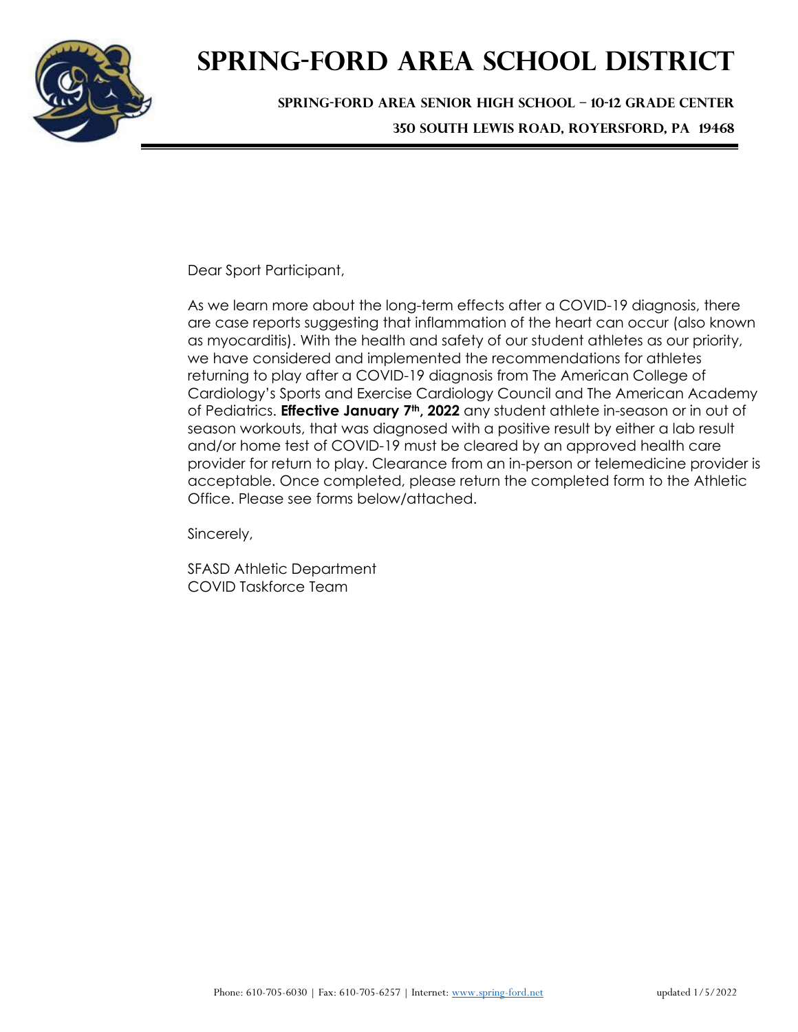# Spring-Ford Area School District

**Spring-Ford Area Senior High School – 10-12 Grade Center**

**350 South Lewis Road, Royersford, PA 19468**

Dear Sport Participant,

As we learn more about the long-term effects after a COVID-19 diagnosis, there are case reports suggesting that inflammation of the heart can occur (also known as myocarditis). With the health and safety of our student athletes as our priority, we have considered and implemented the recommendations for athletes returning to play after a COVID-19 diagnosis from The American College of Cardiology's Sports and Exercise Cardiology Council and The American Academy of Pediatrics. **Effective January 7th, 2022** any student athlete in-season or in out of season workouts, that was diagnosed with a positive result by either a lab result and/or home test of COVID-19 must be cleared by an approved health care provider for return to play. Clearance from an in-person or telemedicine provider is acceptable. Once completed, please return the completed form to the Athletic Office. Please see forms below/attached.

Sincerely,

SFASD Athletic Department
COVID Taskforce Team

Phone: 610-705-6030 | Fax: 610-705-6257 | Internet: www.spring-ford.net updated 1/5/2022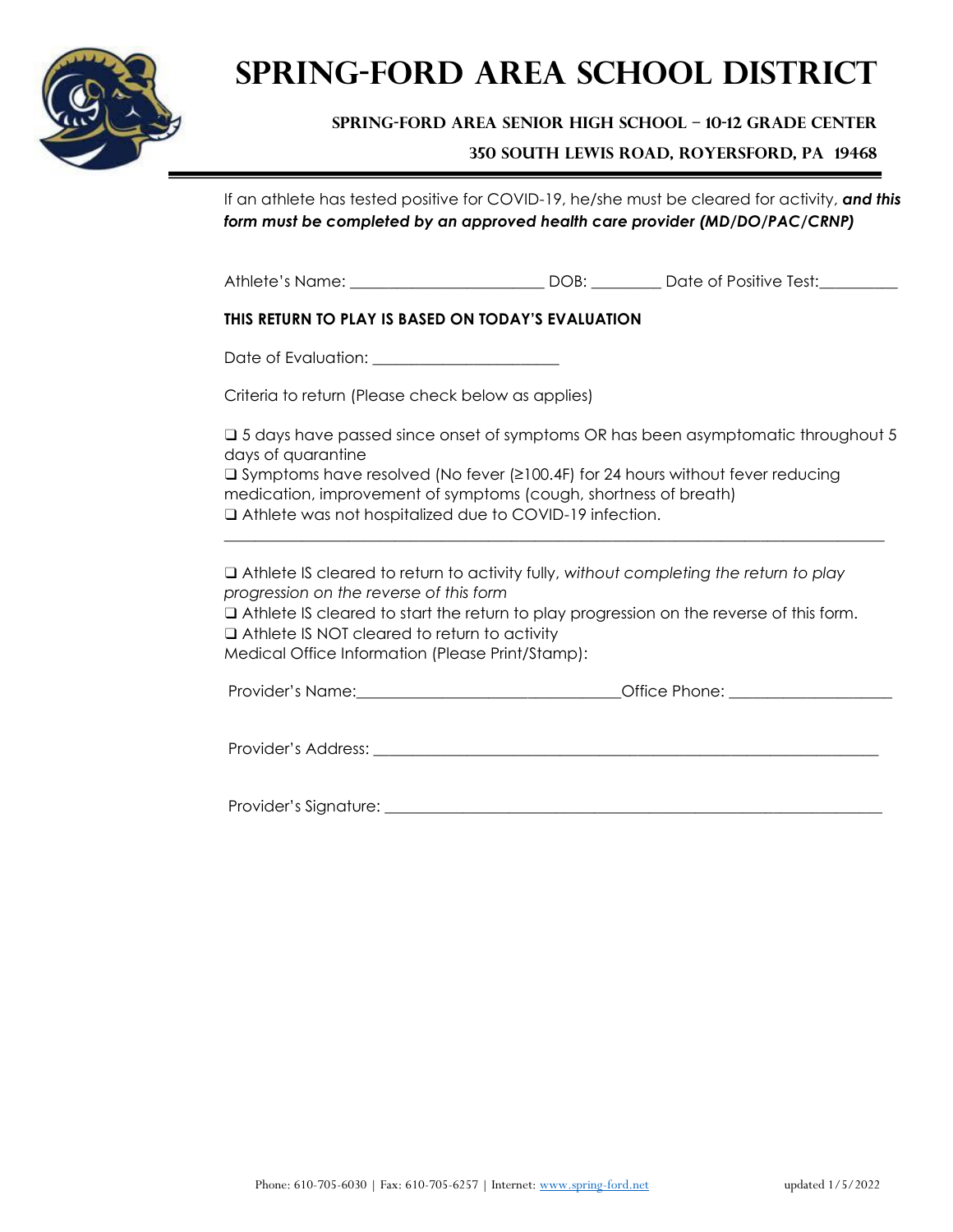# Spring-Ford Area School District

### Spring-Ford Area Senior High School – 10-12 Grade Center

### 350 South Lewis Road, Royersford, PA 19468

If an athlete has tested positive for COVID-19, he/she must be cleared for activity, ***and this form must be completed by an approved health care provider (MD/DO/PAC/CRNP)***

Athlete's Name: ________________________ DOB: _________ Date of Positive Test:__________

**THIS RETURN TO PLAY IS BASED ON TODAY'S EVALUATION**

Date of Evaluation: _______________________

Criteria to return (Please check below as applies)

❑ 5 days have passed since onset of symptoms OR has been asymptomatic throughout 5 days of quarantine
❑ Symptoms have resolved (No fever (≥100.4F) for 24 hours without fever reducing medication, improvement of symptoms (cough, shortness of breath)
❑ Athlete was not hospitalized due to COVID-19 infection.

---

❑ Athlete IS cleared to return to activity fully, *without completing the return to play progression on the reverse of this form*
❑ Athlete IS cleared to start the return to play progression on the reverse of this form.
❑ Athlete IS NOT cleared to return to activity
Medical Office Information (Please Print/Stamp):

Provider's Name:_________________________________Office Phone: ____________________

Provider's Address: _______________________________________________________________

Provider's Signature: ______________________________________________________________

Phone: 610-705-6030 | Fax: 610-705-6257 | Internet: www.spring-ford.net

updated 1/5/2022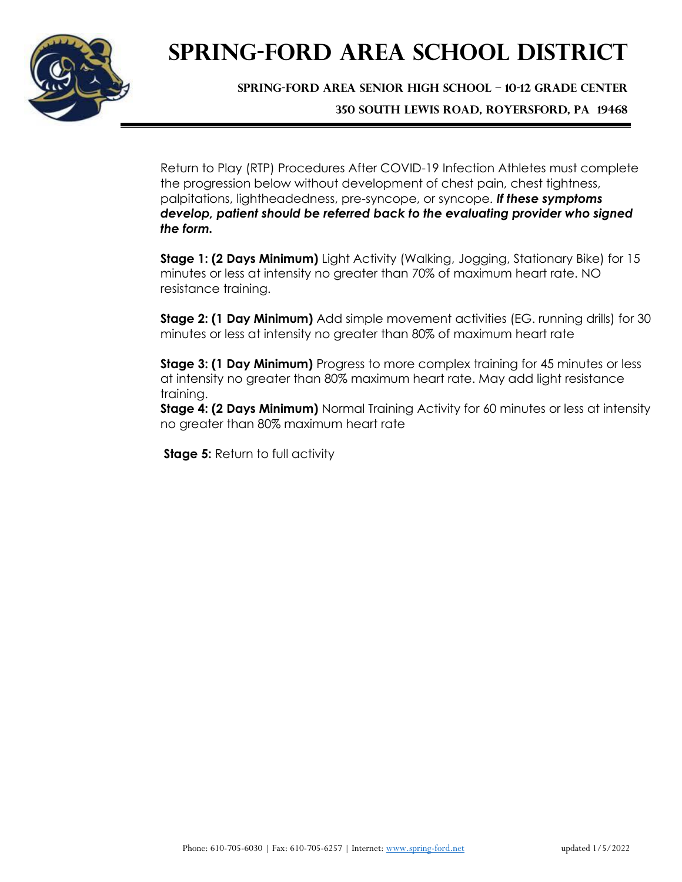# SPRING-FORD AREA SCHOOL DISTRICT

**SPRING-FORD AREA SENIOR HIGH SCHOOL – 10-12 GRADE CENTER**

**350 SOUTH LEWIS ROAD, ROYERSFORD, PA 19468**

---

Return to Play (RTP) Procedures After COVID-19 Infection Athletes must complete the progression below without development of chest pain, chest tightness, palpitations, lightheadedness, pre-syncope, or syncope. ***If these symptoms develop, patient should be referred back to the evaluating provider who signed the form.***

**Stage 1: (2 Days Minimum)** Light Activity (Walking, Jogging, Stationary Bike) for 15 minutes or less at intensity no greater than 70% of maximum heart rate. NO resistance training.

**Stage 2: (1 Day Minimum)** Add simple movement activities (EG. running drills) for 30 minutes or less at intensity no greater than 80% of maximum heart rate

**Stage 3: (1 Day Minimum)** Progress to more complex training for 45 minutes or less at intensity no greater than 80% maximum heart rate. May add light resistance training.

**Stage 4: (2 Days Minimum)** Normal Training Activity for 60 minutes or less at intensity no greater than 80% maximum heart rate

**Stage 5:** Return to full activity

Phone: 610-705-6030 | Fax: 610-705-6257 | Internet: www.spring-ford.net updated 1/5/2022